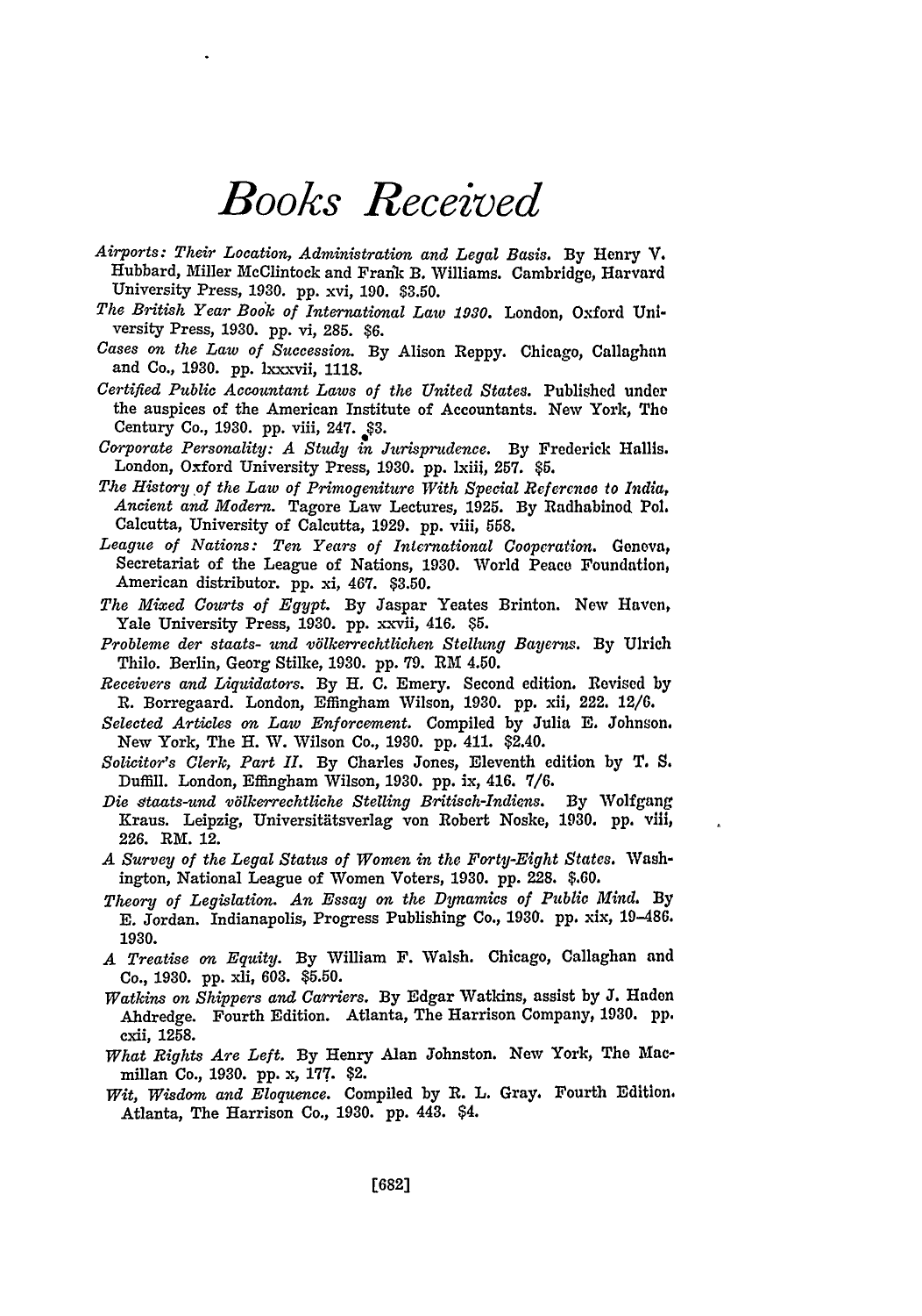# *Books Received*

*Airports: Their Location, Administration and Legal Basis.* By Henry V. Hubbard, Miller McClintock and Frank B. Williams. Cambridge, Harvard University Press, 1930. pp. xvi, 190. $3.50.

*The British Year Book of International Law 1930.* London, Oxford University Press, 1930. pp. vi, 285. $6.

*Cases on the Law of Succession.* By Alison Reppy. Chicago, Callaghan and Co., 1930. pp. lxxxvii, 1118.

*Certified Public Accountant Laws of the United States.* Published under the auspices of the American Institute of Accountants. New York, The Century Co., 1930. pp. viii, 247. $3.

*Corporate Personality: A Study in Jurisprudence.* By Frederick Hallis. London, Oxford University Press, 1930. pp. lxiii, 257. $5.

*The History of the Law of Primogeniture With Special Reference to India, Ancient and Modern.* Tagore Law Lectures, 1925. By Radhabinod Pol. Calcutta, University of Calcutta, 1929. pp. viii, 558.

*League of Nations: Ten Years of International Cooperation.* Geneva, Secretariat of the League of Nations, 1930. World Peace Foundation, American distributor. pp. xi, 467. $3.50.

*The Mixed Courts of Egypt.* By Jaspar Yeates Brinton. New Haven, Yale University Press, 1930. pp. xxvii, 416. $5.

*Probleme der staats- und völkerrechtlichen Stellung Bayerns.* By Ulrich Thilo. Berlin, Georg Stilke, 1930. pp. 79. RM 4.50.

*Receivers and Liquidators.* By H. C. Emery. Second edition. Revised by R. Borregaard. London, Effingham Wilson, 1930. pp. xii, 222. 12/6.

*Selected Articles on Law Enforcement.* Compiled by Julia E. Johnson. New York, The H. W. Wilson Co., 1930. pp. 411. $2.40.

*Solicitor's Clerk, Part II.* By Charles Jones, Eleventh edition by T. S. Duffill. London, Effingham Wilson, 1930. pp. ix, 416. 7/6.

*Die staats-und völkerrechtliche Stelling Britisch-Indiens.* By Wolfgang Kraus. Leipzig, Universitätsverlag von Robert Noske, 1930. pp. viii, 226. RM. 12.

*A Survey of the Legal Status of Women in the Forty-Eight States.* Washington, National League of Women Voters, 1930. pp. 228. $.60.

*Theory of Legislation. An Essay on the Dynamics of Public Mind.* By E. Jordan. Indianapolis, Progress Publishing Co., 1930. pp. xix, 19–486. 1930.

*A Treatise on Equity.* By William F. Walsh. Chicago, Callaghan and Co., 1930. pp. xli, 603. $5.50.

*Watkins on Shippers and Carriers.* By Edgar Watkins, assist by J. Haden Ahdredge. Fourth Edition. Atlanta, The Harrison Company, 1930. pp. cxii, 1258.

*What Rights Are Left.* By Henry Alan Johnston. New York, The Macmillan Co., 1930. pp. x, 177. $2.

*Wit, Wisdom and Eloquence.* Compiled by R. L. Gray. Fourth Edition. Atlanta, The Harrison Co., 1930. pp. 443. $4.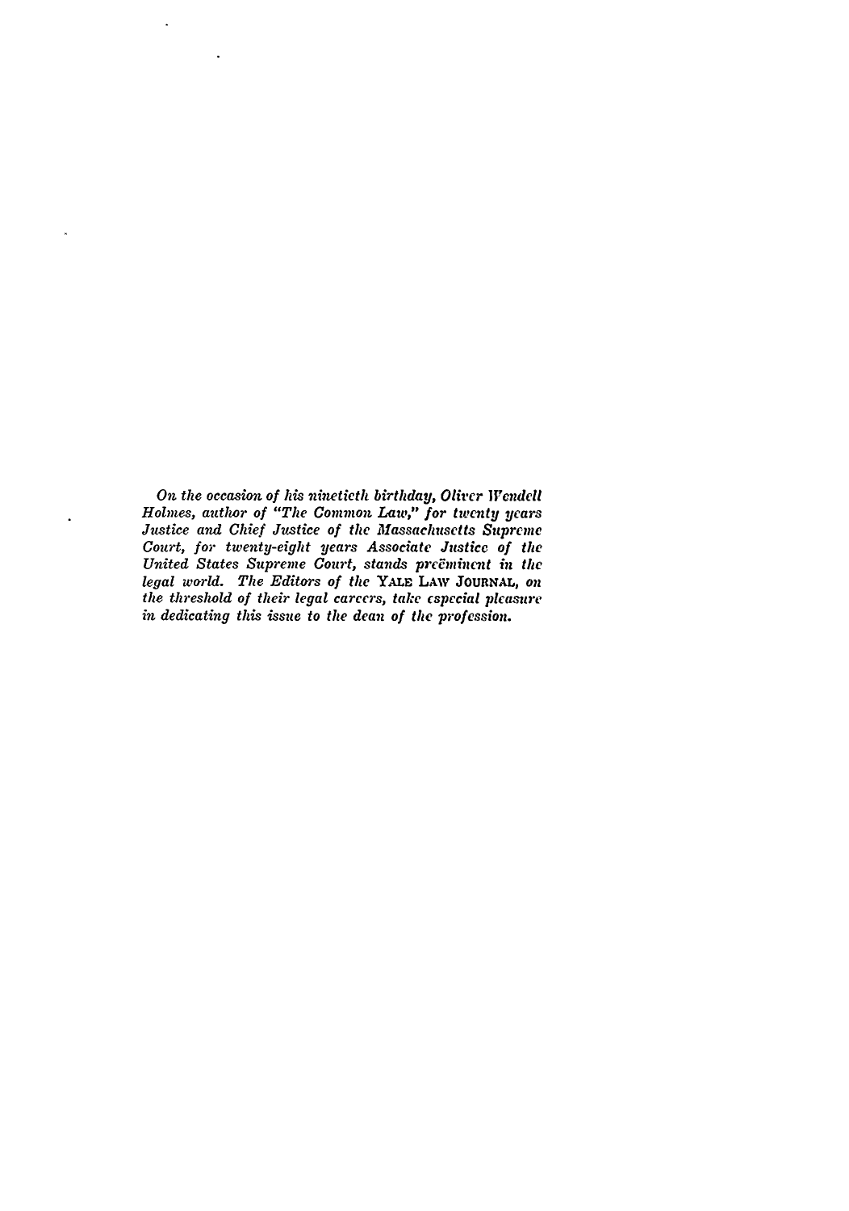*On the occasion of his ninetieth birthday, Oliver Wendell Holmes, author of "The Common Law," for twenty years Justice and Chief Justice of the Massachusetts Supreme Court, for twenty-eight years Associate Justice of the United States Supreme Court, stands preëminent in the legal world. The Editors of the* YALE LAW JOURNAL, *on the threshold of their legal careers, take especial pleasure in dedicating this issue to the dean of the profession.*